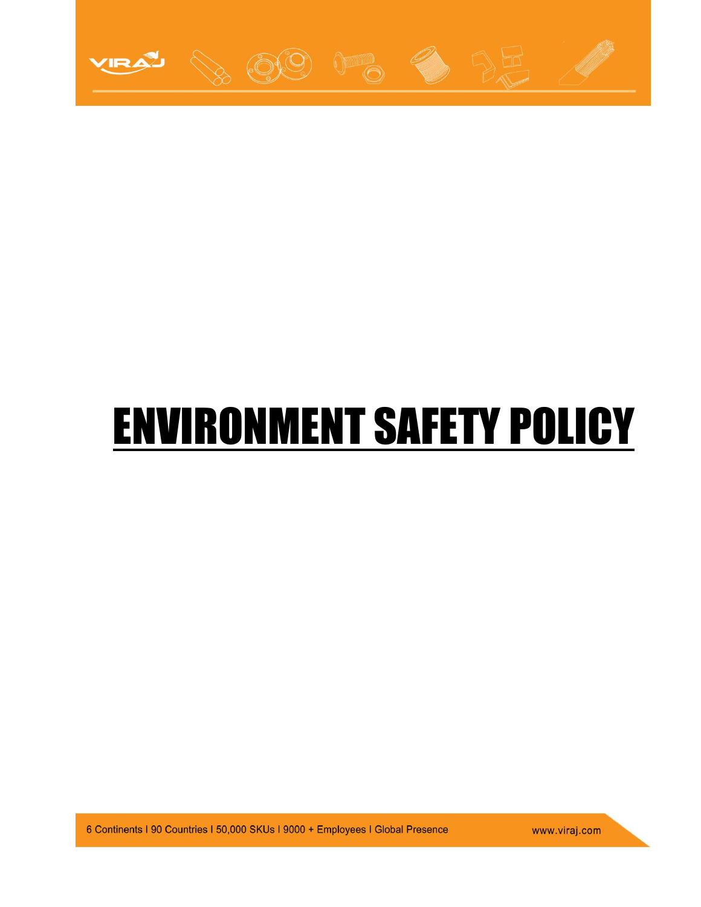# ENVIRONMENT SAFETY POLICY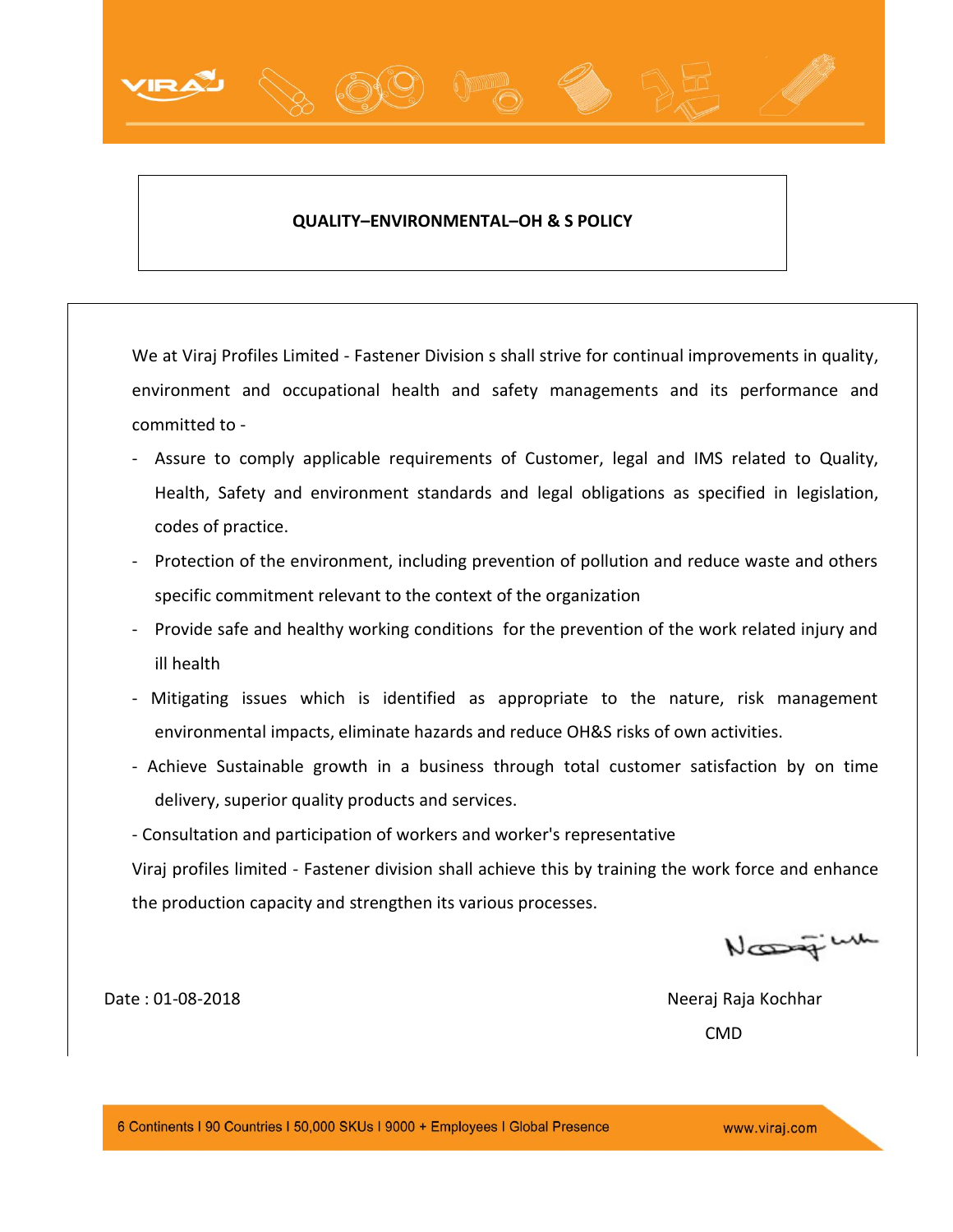# QUALITY–ENVIRONMENTAL–OH & S POLICY

We at Viraj Profiles Limited - Fastener Division s shall strive for continual improvements in quality, environment and occupational health and safety managements and its performance and committed to -

- Assure to comply applicable requirements of Customer, legal and IMS related to Quality, Health, Safety and environment standards and legal obligations as specified in legislation, codes of practice.
- Protection of the environment, including prevention of pollution and reduce waste and others specific commitment relevant to the context of the organization
- Provide safe and healthy working conditions for the prevention of the work related injury and ill health
- Mitigating issues which is identified as appropriate to the nature, risk management environmental impacts, eliminate hazards and reduce OH&S risks of own activities.
- Achieve Sustainable growth in a business through total customer satisfaction by on time delivery, superior quality products and services.
- Consultation and participation of workers and worker's representative

Viraj profiles limited - Fastener division shall achieve this by training the work force and enhance the production capacity and strengthen its various processes.

Date : 01-08-2018

Neeraj Raja Kochhar

CMD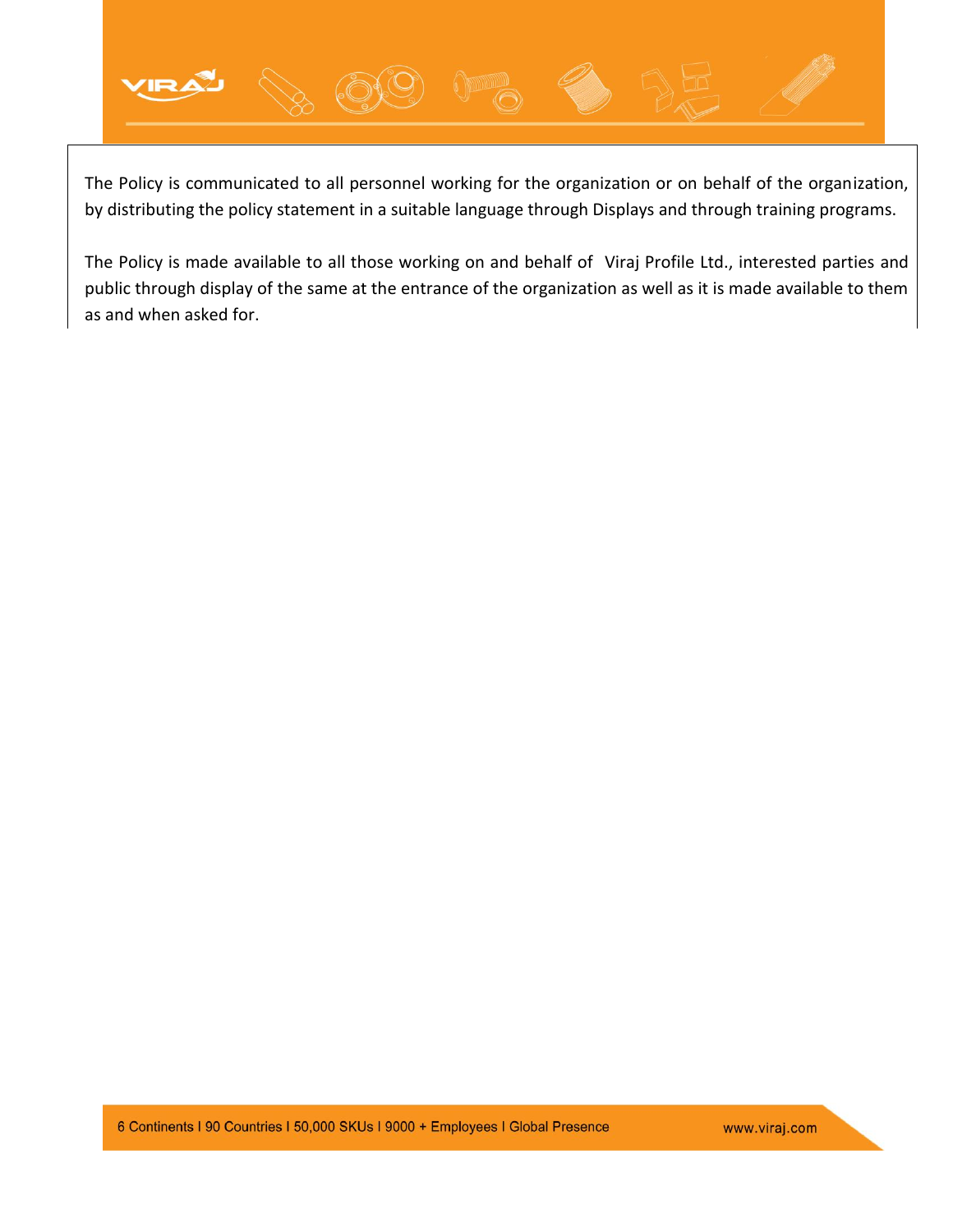The Policy is communicated to all personnel working for the organization or on behalf of the organization, by distributing the policy statement in a suitable language through Displays and through training programs.

The Policy is made available to all those working on and behalf of Viraj Profile Ltd., interested parties and public through display of the same at the entrance of the organization as well as it is made available to them as and when asked for.